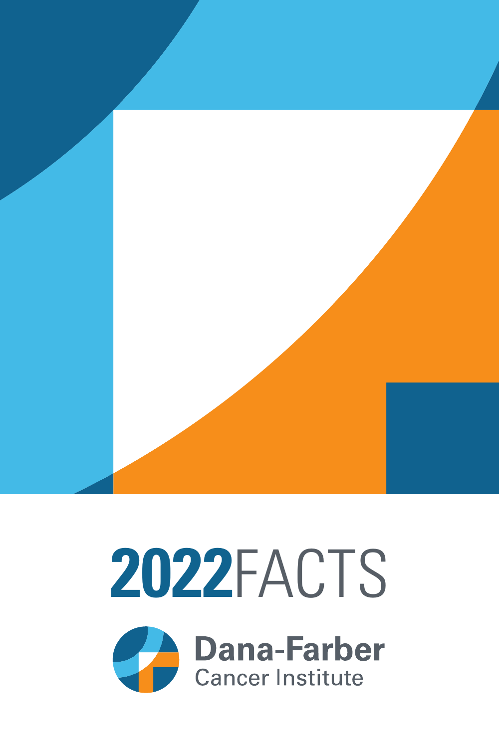# 2022FACTS

Dana-Farber
Cancer Institute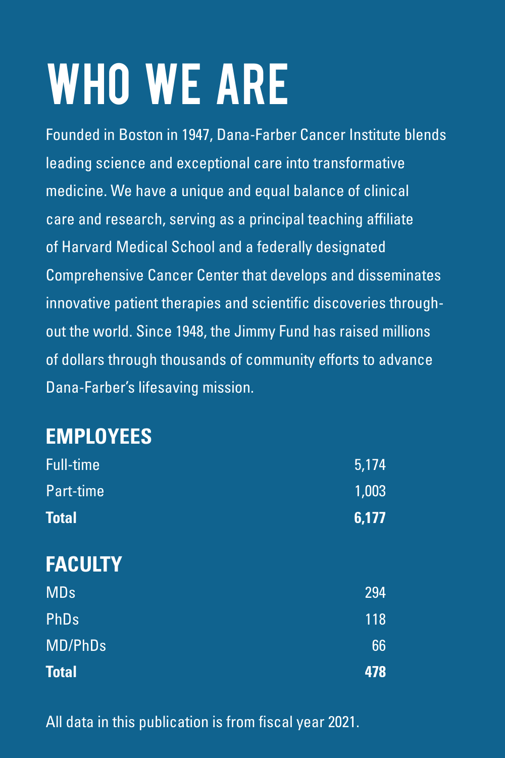# WHO WE ARE

Founded in Boston in 1947, Dana-Farber Cancer Institute blends leading science and exceptional care into transformative medicine. We have a unique and equal balance of clinical care and research, serving as a principal teaching affiliate of Harvard Medical School and a federally designated Comprehensive Cancer Center that develops and disseminates innovative patient therapies and scientific discoveries throughout the world. Since 1948, the Jimmy Fund has raised millions of dollars through thousands of community efforts to advance Dana-Farber's lifesaving mission.

## EMPLOYEES

| | |
|---|---|
| Full-time | 5,174 |
| Part-time | 1,003 |
| **Total** | **6,177** |

## FACULTY

| | |
|---|---|
| MDs | 294 |
| PhDs | 118 |
| MD/PhDs | 66 |
| **Total** | **478** |

All data in this publication is from fiscal year 2021.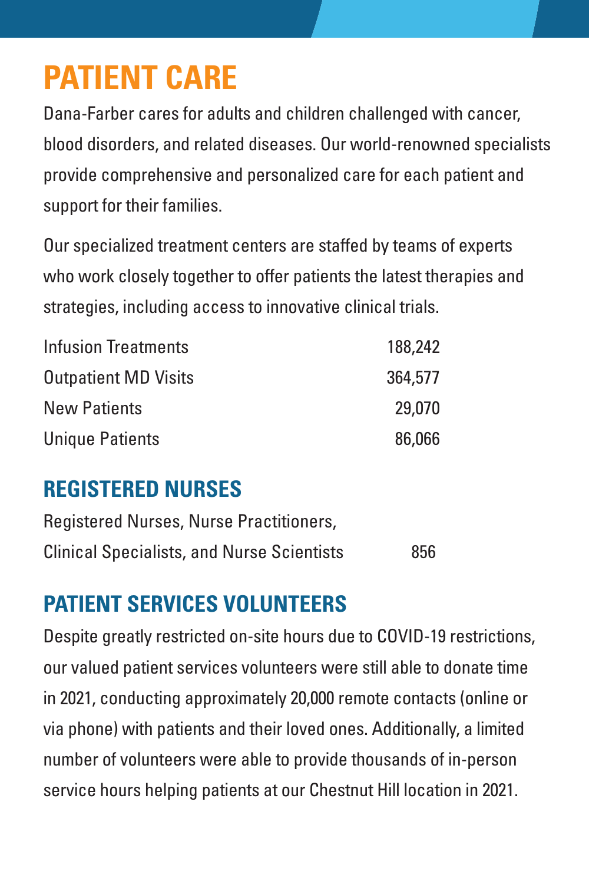# PATIENT CARE

Dana-Farber cares for adults and children challenged with cancer, blood disorders, and related diseases. Our world-renowned specialists provide comprehensive and personalized care for each patient and support for their families.

Our specialized treatment centers are staffed by teams of experts who work closely together to offer patients the latest therapies and strategies, including access to innovative clinical trials.

| | |
|---|---|
| Infusion Treatments | 188,242 |
| Outpatient MD Visits | 364,577 |
| New Patients | 29,070 |
| Unique Patients | 86,066 |

## REGISTERED NURSES

| | |
|---|---|
| Registered Nurses, Nurse Practitioners, Clinical Specialists, and Nurse Scientists | 856 |

## PATIENT SERVICES VOLUNTEERS

Despite greatly restricted on-site hours due to COVID-19 restrictions, our valued patient services volunteers were still able to donate time in 2021, conducting approximately 20,000 remote contacts (online or via phone) with patients and their loved ones. Additionally, a limited number of volunteers were able to provide thousands of in-person service hours helping patients at our Chestnut Hill location in 2021.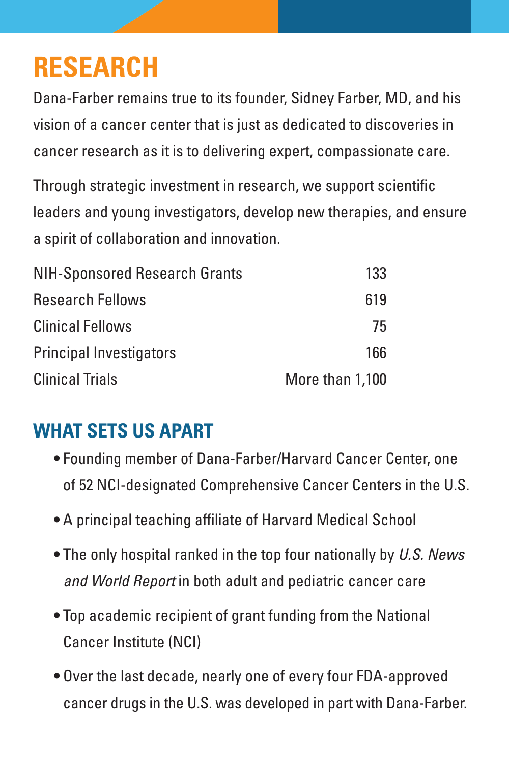# RESEARCH

Dana-Farber remains true to its founder, Sidney Farber, MD, and his vision of a cancer center that is just as dedicated to discoveries in cancer research as it is to delivering expert, compassionate care.

Through strategic investment in research, we support scientific leaders and young investigators, develop new therapies, and ensure a spirit of collaboration and innovation.

| | |
|---|---|
| NIH-Sponsored Research Grants | 133 |
| Research Fellows | 619 |
| Clinical Fellows | 75 |
| Principal Investigators | 166 |
| Clinical Trials | More than 1,100 |

## WHAT SETS US APART

- Founding member of Dana-Farber/Harvard Cancer Center, one of 52 NCI-designated Comprehensive Cancer Centers in the U.S.
- A principal teaching affiliate of Harvard Medical School
- The only hospital ranked in the top four nationally by *U.S. News and World Report* in both adult and pediatric cancer care
- Top academic recipient of grant funding from the National Cancer Institute (NCI)
- Over the last decade, nearly one of every four FDA-approved cancer drugs in the U.S. was developed in part with Dana-Farber.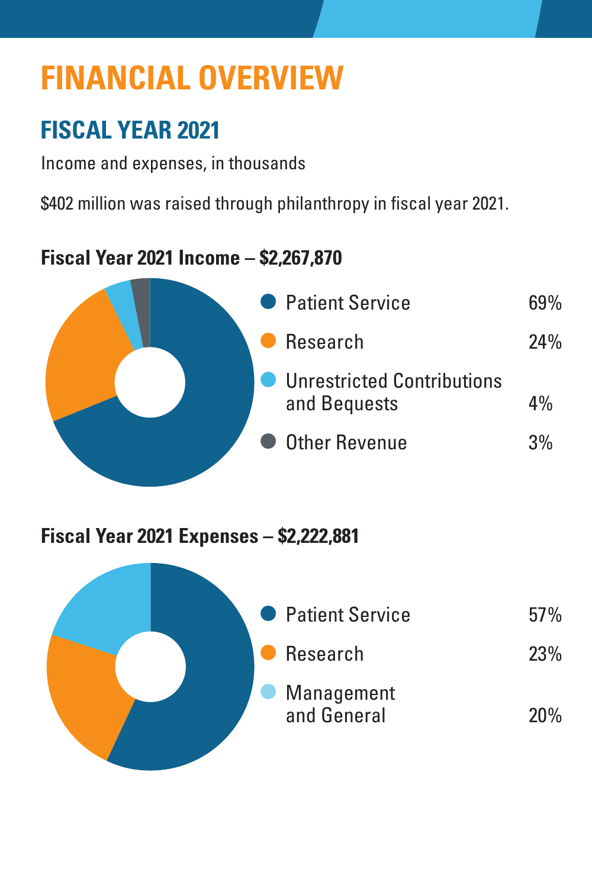# FINANCIAL OVERVIEW

## FISCAL YEAR 2021

Income and expenses, in thousands

$402 million was raised through philanthropy in fiscal year 2021.

### Fiscal Year 2021 Income – $2,267,870

| Category | Percentage |
| --- | --- |
| Patient Service | 69% |
| Research | 24% |
| Unrestricted Contributions and Bequests | 4% |
| Other Revenue | 3% |

### Fiscal Year 2021 Expenses – $2,222,881

| Category | Percentage |
| --- | --- |
| Patient Service | 57% |
| Research | 23% |
| Management and General | 20% |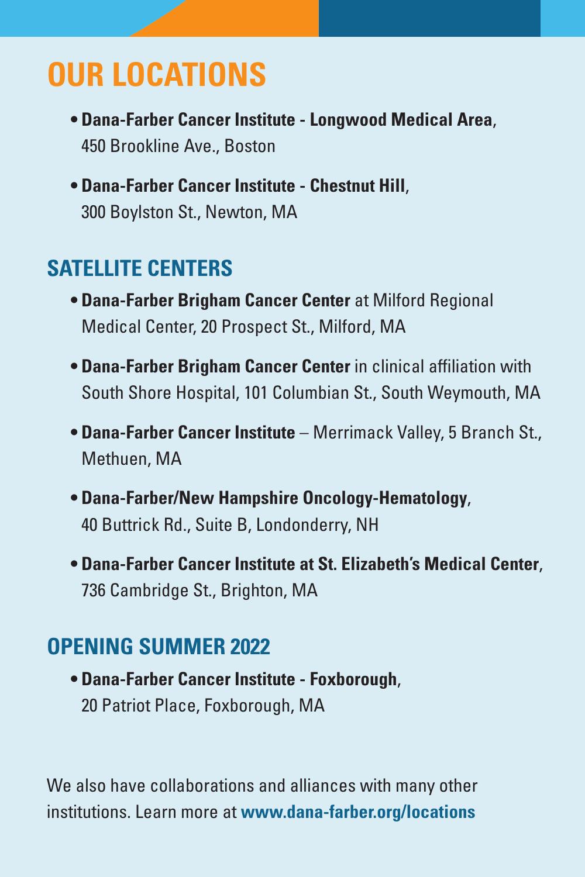# OUR LOCATIONS

- **Dana-Farber Cancer Institute - Longwood Medical Area**, 450 Brookline Ave., Boston
- **Dana-Farber Cancer Institute - Chestnut Hill**, 300 Boylston St., Newton, MA

## SATELLITE CENTERS

- **Dana-Farber Brigham Cancer Center** at Milford Regional Medical Center, 20 Prospect St., Milford, MA
- **Dana-Farber Brigham Cancer Center** in clinical affiliation with South Shore Hospital, 101 Columbian St., South Weymouth, MA
- **Dana-Farber Cancer Institute** – Merrimack Valley, 5 Branch St., Methuen, MA
- **Dana-Farber/New Hampshire Oncology-Hematology**, 40 Buttrick Rd., Suite B, Londonderry, NH
- **Dana-Farber Cancer Institute at St. Elizabeth's Medical Center**, 736 Cambridge St., Brighton, MA

## OPENING SUMMER 2022

- **Dana-Farber Cancer Institute - Foxborough**, 20 Patriot Place, Foxborough, MA

We also have collaborations and alliances with many other institutions. Learn more at **www.dana-farber.org/locations**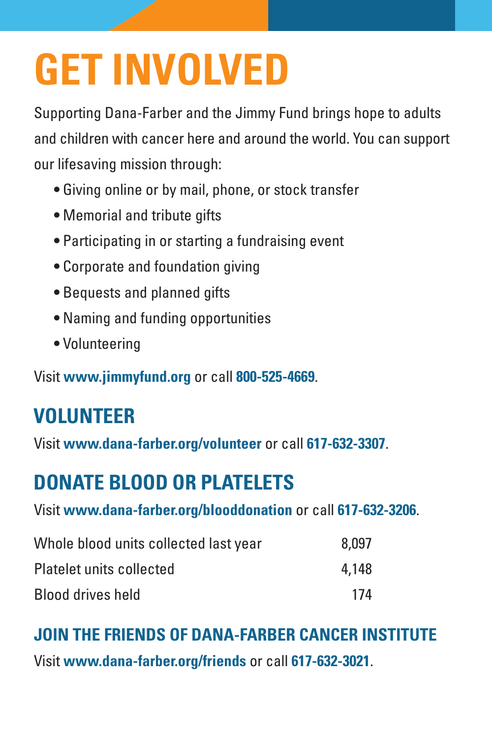# GET INVOLVED

Supporting Dana-Farber and the Jimmy Fund brings hope to adults and children with cancer here and around the world. You can support our lifesaving mission through:

- Giving online or by mail, phone, or stock transfer
- Memorial and tribute gifts
- Participating in or starting a fundraising event
- Corporate and foundation giving
- Bequests and planned gifts
- Naming and funding opportunities
- Volunteering

Visit **www.jimmyfund.org** or call **800-525-4669**.

## VOLUNTEER

Visit **www.dana-farber.org/volunteer** or call **617-632-3307**.

## DONATE BLOOD OR PLATELETS

Visit **www.dana-farber.org/blooddonation** or call **617-632-3206**.

| | |
|---|---|
| Whole blood units collected last year | 8,097 |
| Platelet units collected | 4,148 |
| Blood drives held | 174 |

## JOIN THE FRIENDS OF DANA-FARBER CANCER INSTITUTE

Visit **www.dana-farber.org/friends** or call **617-632-3021**.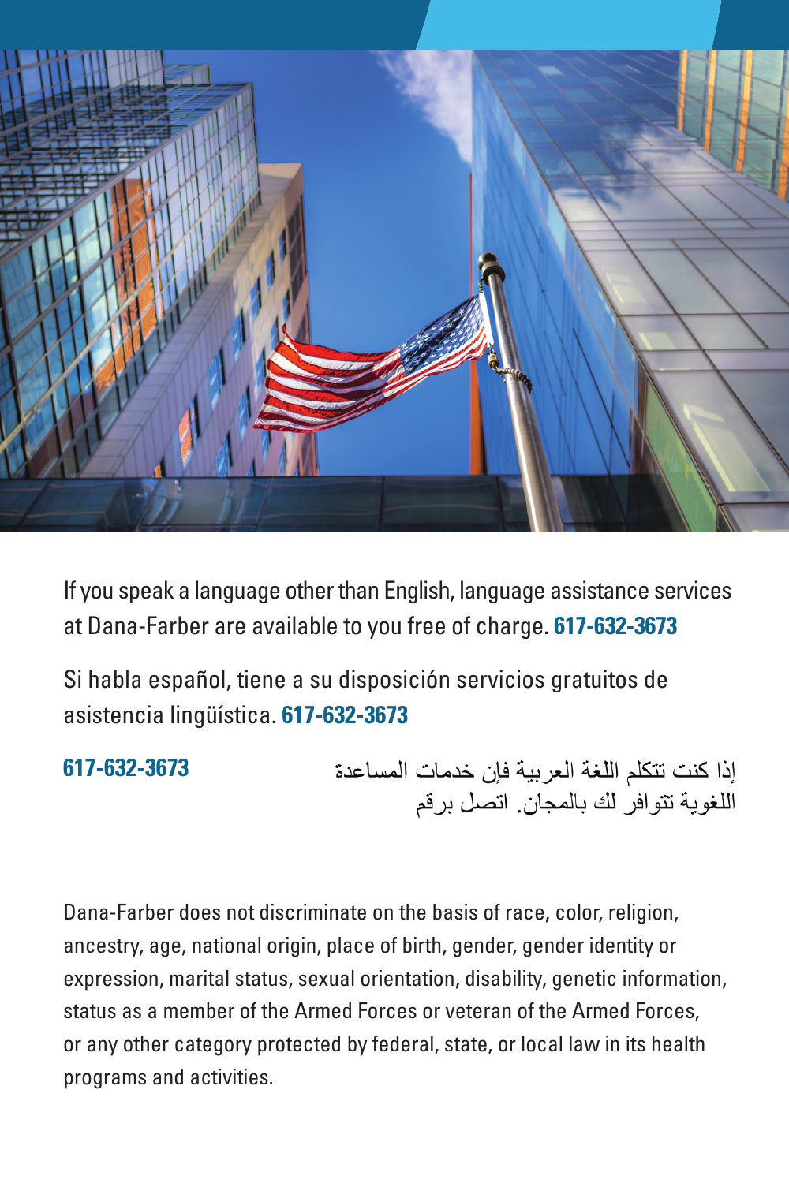If you speak a language other than English, language assistance services at Dana-Farber are available to you free of charge. **617-632-3673**

Si habla español, tiene a su disposición servicios gratuitos de asistencia lingüística. **617-632-3673**

إذا كنت تتكلم اللغة العربية فإن خدمات المساعدة اللغوية تتوافر لك بالمجان. اتصل برقم **617-632-3673**

Dana-Farber does not discriminate on the basis of race, color, religion, ancestry, age, national origin, place of birth, gender, gender identity or expression, marital status, sexual orientation, disability, genetic information, status as a member of the Armed Forces or veteran of the Armed Forces, or any other category protected by federal, state, or local law in its health programs and activities.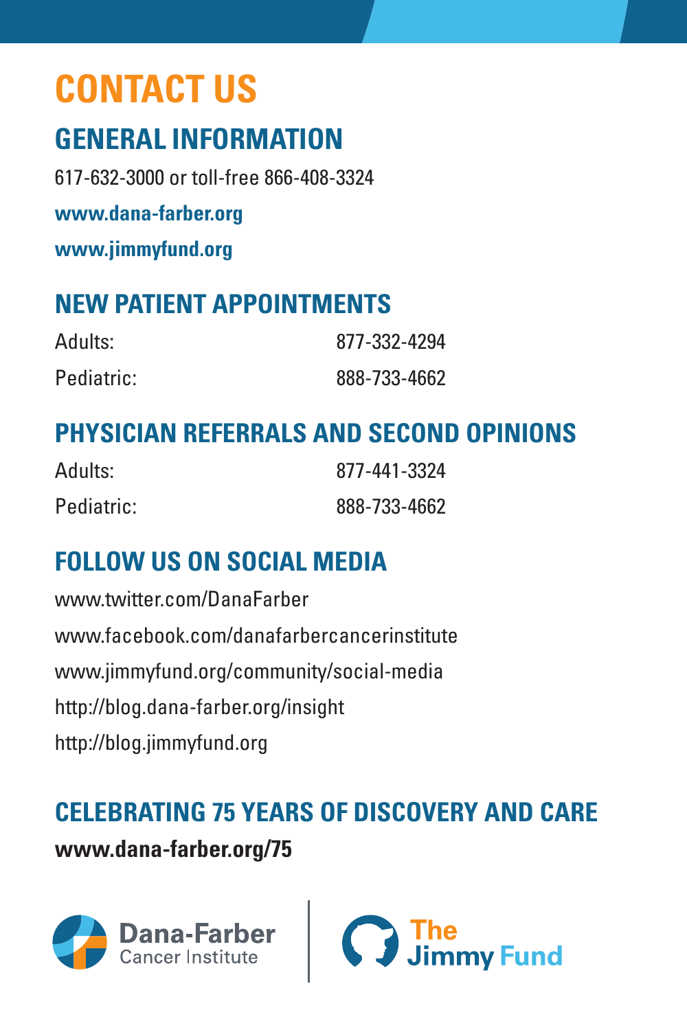# CONTACT US

## GENERAL INFORMATION

617-632-3000 or toll-free 866-408-3324

**www.dana-farber.org**

**www.jimmyfund.org**

## NEW PATIENT APPOINTMENTS

| | |
|---|---|
| Adults: | 877-332-4294 |
| Pediatric: | 888-733-4662 |

## PHYSICIAN REFERRALS AND SECOND OPINIONS

| | |
|---|---|
| Adults: | 877-441-3324 |
| Pediatric: | 888-733-4662 |

## FOLLOW US ON SOCIAL MEDIA

www.twitter.com/DanaFarber

www.facebook.com/danafarbercancerinstitute

www.jimmyfund.org/community/social-media

http://blog.dana-farber.org/insight

http://blog.jimmyfund.org

## CELEBRATING 75 YEARS OF DISCOVERY AND CARE

**www.dana-farber.org/75**

Dana-Farber Cancer Institute

The Jimmy Fund